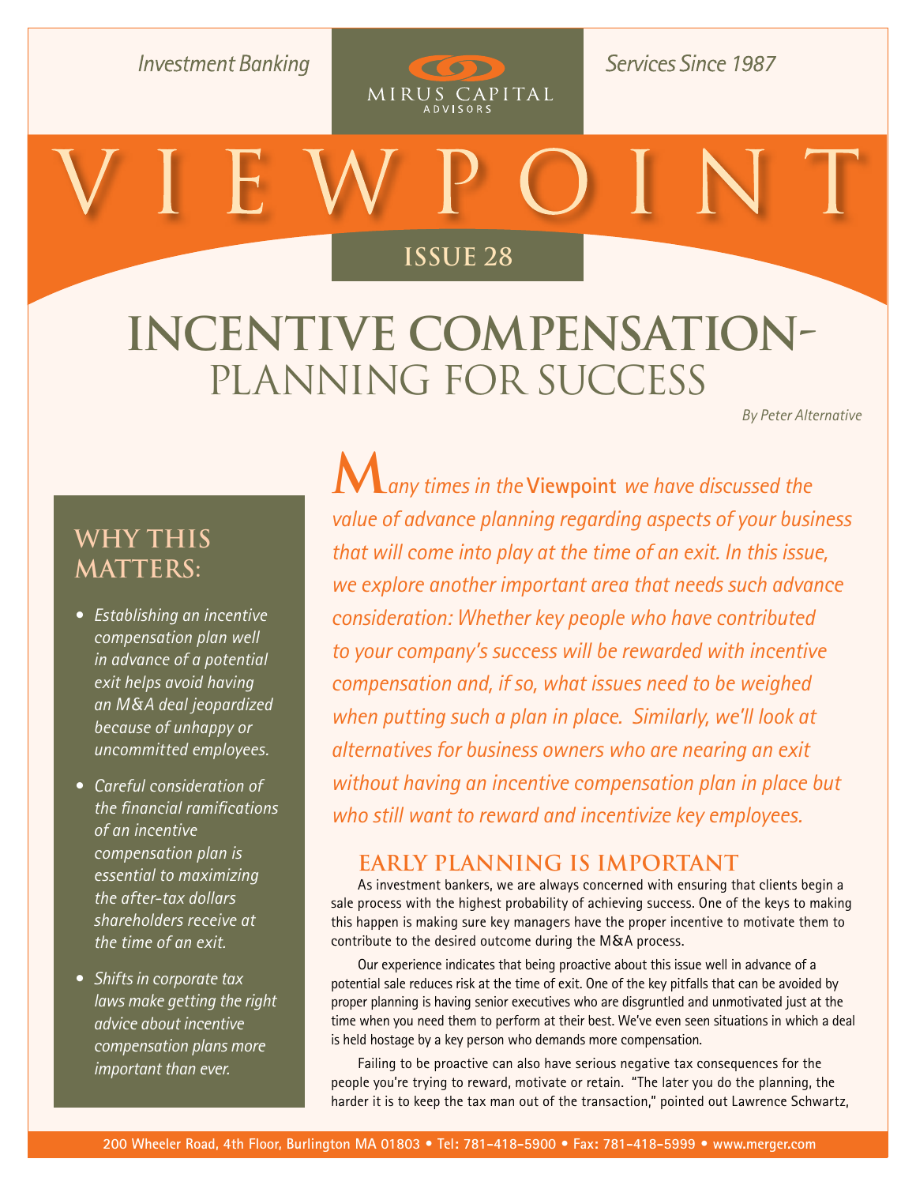Investment Banking Services Since 1987

MIRUS CAPITAL ADVISORS

# VIEWPOINT

ISSUE 28

# INCENTIVE COMPENSATION– PLANNING FOR SUCCESS

*By Peter Alternative*

## WHY THIS MATTERS:

- *Establishing an incentive compensation plan well in advance of a potential exit helps avoid having an M&A deal jeopardized because of unhappy or uncommitted employees.*
- *Careful consideration of the financial ramifications of an incentive compensation plan is essential to maximizing the after-tax dollars shareholders receive at the time of an exit.*
- *Shifts in corporate tax laws make getting the right advice about incentive compensation plans more important than ever.*

*Many times in the* **Viewpoint** *we have discussed the value of advance planning regarding aspects of your business that will come into play at the time of an exit. In this issue, we explore another important area that needs such advance consideration: Whether key people who have contributed to your company's success will be rewarded with incentive compensation and, if so, what issues need to be weighed when putting such a plan in place. Similarly, we'll look at alternatives for business owners who are nearing an exit without having an incentive compensation plan in place but who still want to reward and incentivize key employees.*

## EARLY PLANNING IS IMPORTANT

As investment bankers, we are always concerned with ensuring that clients begin a sale process with the highest probability of achieving success. One of the keys to making this happen is making sure key managers have the proper incentive to motivate them to contribute to the desired outcome during the M&A process.

Our experience indicates that being proactive about this issue well in advance of a potential sale reduces risk at the time of exit. One of the key pitfalls that can be avoided by proper planning is having senior executives who are disgruntled and unmotivated just at the time when you need them to perform at their best. We've even seen situations in which a deal is held hostage by a key person who demands more compensation.

Failing to be proactive can also have serious negative tax consequences for the people you're trying to reward, motivate or retain. "The later you do the planning, the harder it is to keep the tax man out of the transaction," pointed out Lawrence Schwartz,

200 Wheeler Road, 4th Floor, Burlington MA 01803 • Tel: 781-418-5900 • Fax: 781-418-5999 • www.merger.com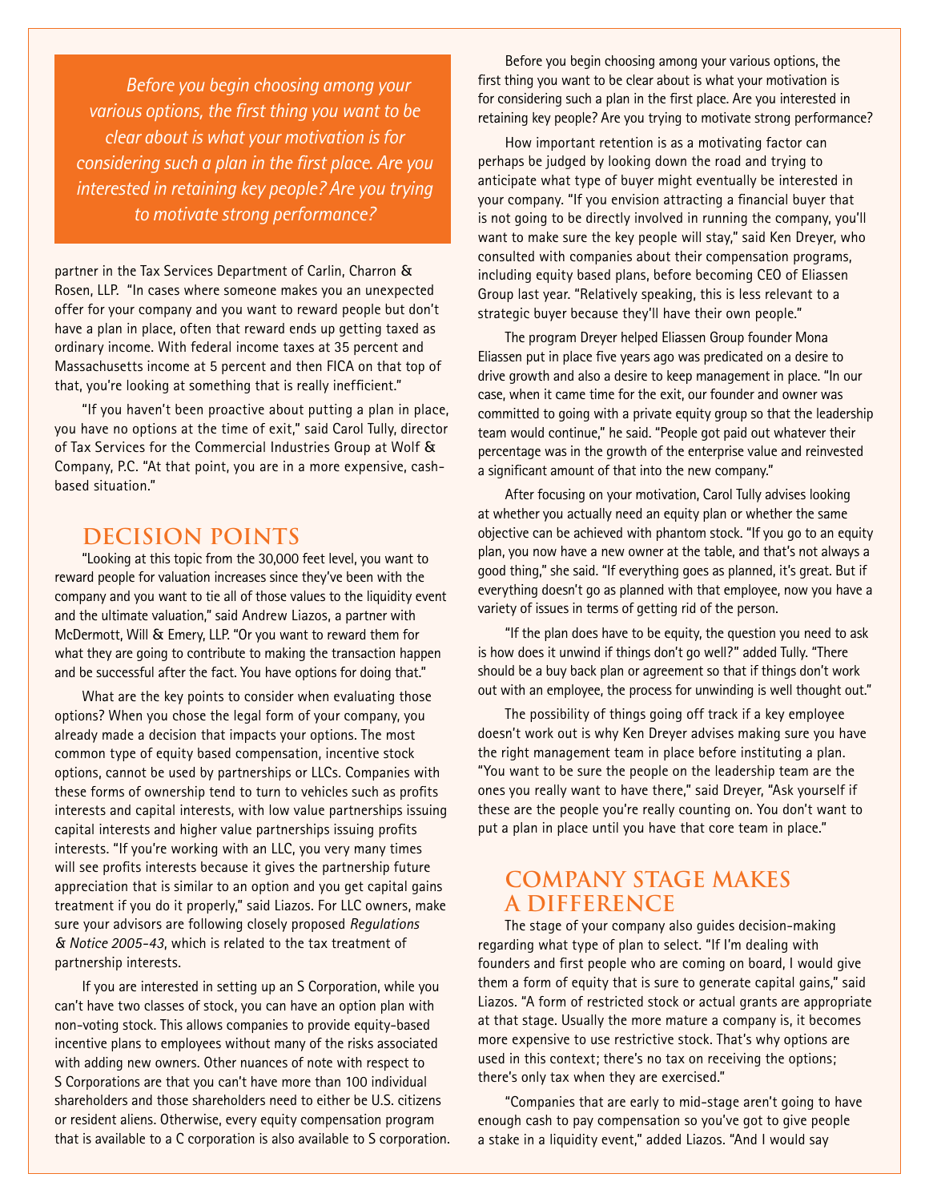> *Before you begin choosing among your various options, the first thing you want to be clear about is what your motivation is for considering such a plan in the first place. Are you interested in retaining key people? Are you trying to motivate strong performance?*

partner in the Tax Services Department of Carlin, Charron & Rosen, LLP. "In cases where someone makes you an unexpected offer for your company and you want to reward people but don't have a plan in place, often that reward ends up getting taxed as ordinary income. With federal income taxes at 35 percent and Massachusetts income at 5 percent and then FICA on that top of that, you're looking at something that is really inefficient."

"If you haven't been proactive about putting a plan in place, you have no options at the time of exit," said Carol Tully, director of Tax Services for the Commercial Industries Group at Wolf & Company, P.C. "At that point, you are in a more expensive, cash-based situation."

## DECISION POINTS

"Looking at this topic from the 30,000 feet level, you want to reward people for valuation increases since they've been with the company and you want to tie all of those values to the liquidity event and the ultimate valuation," said Andrew Liazos, a partner with McDermott, Will & Emery, LLP. "Or you want to reward them for what they are going to contribute to making the transaction happen and be successful after the fact. You have options for doing that."

What are the key points to consider when evaluating those options? When you chose the legal form of your company, you already made a decision that impacts your options. The most common type of equity based compensation, incentive stock options, cannot be used by partnerships or LLCs. Companies with these forms of ownership tend to turn to vehicles such as profits interests and capital interests, with low value partnerships issuing capital interests and higher value partnerships issuing profits interests. "If you're working with an LLC, you very many times will see profits interests because it gives the partnership future appreciation that is similar to an option and you get capital gains treatment if you do it properly," said Liazos. For LLC owners, make sure your advisors are following closely proposed *Regulations & Notice 2005-43*, which is related to the tax treatment of partnership interests.

If you are interested in setting up an S Corporation, while you can't have two classes of stock, you can have an option plan with non-voting stock. This allows companies to provide equity-based incentive plans to employees without many of the risks associated with adding new owners. Other nuances of note with respect to S Corporations are that you can't have more than 100 individual shareholders and those shareholders need to either be U.S. citizens or resident aliens. Otherwise, every equity compensation program that is available to a C corporation is also available to S corporation.

Before you begin choosing among your various options, the first thing you want to be clear about is what your motivation is for considering such a plan in the first place. Are you interested in retaining key people? Are you trying to motivate strong performance?

How important retention is as a motivating factor can perhaps be judged by looking down the road and trying to anticipate what type of buyer might eventually be interested in your company. "If you envision attracting a financial buyer that is not going to be directly involved in running the company, you'll want to make sure the key people will stay," said Ken Dreyer, who consulted with companies about their compensation programs, including equity based plans, before becoming CEO of Eliassen Group last year. "Relatively speaking, this is less relevant to a strategic buyer because they'll have their own people."

The program Dreyer helped Eliassen Group founder Mona Eliassen put in place five years ago was predicated on a desire to drive growth and also a desire to keep management in place. "In our case, when it came time for the exit, our founder and owner was committed to going with a private equity group so that the leadership team would continue," he said. "People got paid out whatever their percentage was in the growth of the enterprise value and reinvested a significant amount of that into the new company."

After focusing on your motivation, Carol Tully advises looking at whether you actually need an equity plan or whether the same objective can be achieved with phantom stock. "If you go to an equity plan, you now have a new owner at the table, and that's not always a good thing," she said. "If everything goes as planned, it's great. But if everything doesn't go as planned with that employee, now you have a variety of issues in terms of getting rid of the person.

"If the plan does have to be equity, the question you need to ask is how does it unwind if things don't go well?" added Tully. "There should be a buy back plan or agreement so that if things don't work out with an employee, the process for unwinding is well thought out."

The possibility of things going off track if a key employee doesn't work out is why Ken Dreyer advises making sure you have the right management team in place before instituting a plan. "You want to be sure the people on the leadership team are the ones you really want to have there," said Dreyer, "Ask yourself if these are the people you're really counting on. You don't want to put a plan in place until you have that core team in place."

## COMPANY STAGE MAKES A DIFFERENCE

The stage of your company also guides decision-making regarding what type of plan to select. "If I'm dealing with founders and first people who are coming on board, I would give them a form of equity that is sure to generate capital gains," said Liazos. "A form of restricted stock or actual grants are appropriate at that stage. Usually the more mature a company is, it becomes more expensive to use restrictive stock. That's why options are used in this context; there's no tax on receiving the options; there's only tax when they are exercised."

"Companies that are early to mid-stage aren't going to have enough cash to pay compensation so you've got to give people a stake in a liquidity event," added Liazos. "And I would say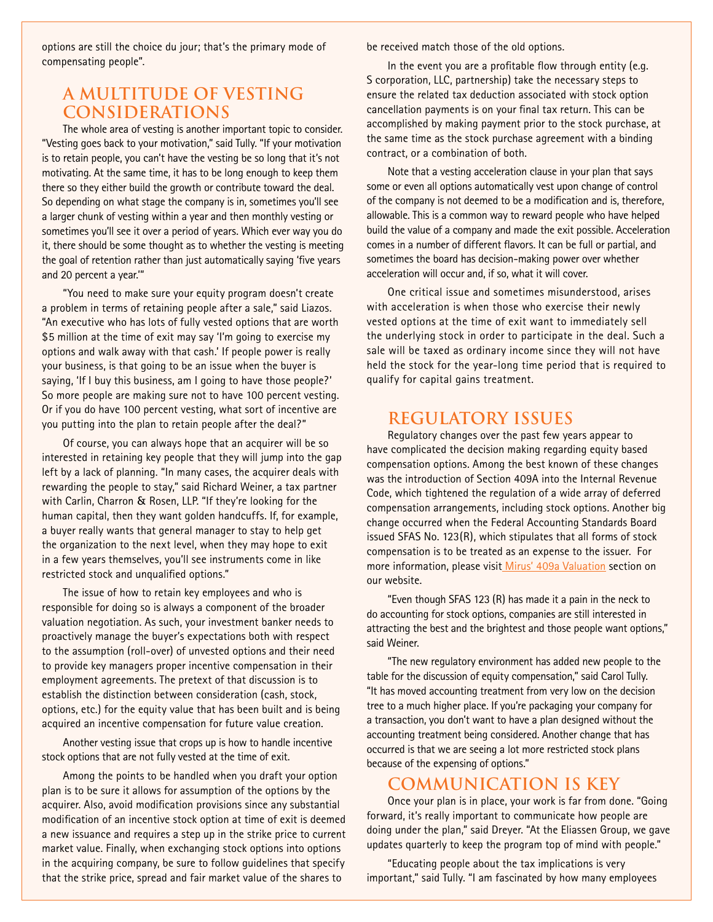options are still the choice du jour; that's the primary mode of compensating people".

## A MULTITUDE OF VESTING CONSIDERATIONS

The whole area of vesting is another important topic to consider. "Vesting goes back to your motivation," said Tully. "If your motivation is to retain people, you can't have the vesting be so long that it's not motivating. At the same time, it has to be long enough to keep them there so they either build the growth or contribute toward the deal. So depending on what stage the company is in, sometimes you'll see a larger chunk of vesting within a year and then monthly vesting or sometimes you'll see it over a period of years. Which ever way you do it, there should be some thought as to whether the vesting is meeting the goal of retention rather than just automatically saying 'five years and 20 percent a year.'"

"You need to make sure your equity program doesn't create a problem in terms of retaining people after a sale," said Liazos. "An executive who has lots of fully vested options that are worth $5 million at the time of exit may say 'I'm going to exercise my options and walk away with that cash.' If people power is really your business, is that going to be an issue when the buyer is saying, 'If I buy this business, am I going to have those people?' So more people are making sure not to have 100 percent vesting. Or if you do have 100 percent vesting, what sort of incentive are you putting into the plan to retain people after the deal?"

Of course, you can always hope that an acquirer will be so interested in retaining key people that they will jump into the gap left by a lack of planning. "In many cases, the acquirer deals with rewarding the people to stay," said Richard Weiner, a tax partner with Carlin, Charron & Rosen, LLP. "If they're looking for the human capital, then they want golden handcuffs. If, for example, a buyer really wants that general manager to stay to help get the organization to the next level, when they may hope to exit in a few years themselves, you'll see instruments come in like restricted stock and unqualified options."

The issue of how to retain key employees and who is responsible for doing so is always a component of the broader valuation negotiation. As such, your investment banker needs to proactively manage the buyer's expectations both with respect to the assumption (roll-over) of unvested options and their need to provide key managers proper incentive compensation in their employment agreements. The pretext of that discussion is to establish the distinction between consideration (cash, stock, options, etc.) for the equity value that has been built and is being acquired an incentive compensation for future value creation.

Another vesting issue that crops up is how to handle incentive stock options that are not fully vested at the time of exit.

Among the points to be handled when you draft your option plan is to be sure it allows for assumption of the options by the acquirer. Also, avoid modification provisions since any substantial modification of an incentive stock option at time of exit is deemed a new issuance and requires a step up in the strike price to current market value. Finally, when exchanging stock options into options in the acquiring company, be sure to follow guidelines that specify that the strike price, spread and fair market value of the shares to be received match those of the old options.

In the event you are a profitable flow through entity (e.g. S corporation, LLC, partnership) take the necessary steps to ensure the related tax deduction associated with stock option cancellation payments is on your final tax return. This can be accomplished by making payment prior to the stock purchase, at the same time as the stock purchase agreement with a binding contract, or a combination of both.

Note that a vesting acceleration clause in your plan that says some or even all options automatically vest upon change of control of the company is not deemed to be a modification and is, therefore, allowable. This is a common way to reward people who have helped build the value of a company and made the exit possible. Acceleration comes in a number of different flavors. It can be full or partial, and sometimes the board has decision-making power over whether acceleration will occur and, if so, what it will cover.

One critical issue and sometimes misunderstood, arises with acceleration is when those who exercise their newly vested options at the time of exit want to immediately sell the underlying stock in order to participate in the deal. Such a sale will be taxed as ordinary income since they will not have held the stock for the year-long time period that is required to qualify for capital gains treatment.

## REGULATORY ISSUES

Regulatory changes over the past few years appear to have complicated the decision making regarding equity based compensation options. Among the best known of these changes was the introduction of Section 409A into the Internal Revenue Code, which tightened the regulation of a wide array of deferred compensation arrangements, including stock options. Another big change occurred when the Federal Accounting Standards Board issued SFAS No. 123(R), which stipulates that all forms of stock compensation is to be treated as an expense to the issuer. For more information, please visit Mirus' 409a Valuation section on our website.

"Even though SFAS 123 (R) has made it a pain in the neck to do accounting for stock options, companies are still interested in attracting the best and the brightest and those people want options," said Weiner.

"The new regulatory environment has added new people to the table for the discussion of equity compensation," said Carol Tully. "It has moved accounting treatment from very low on the decision tree to a much higher place. If you're packaging your company for a transaction, you don't want to have a plan designed without the accounting treatment being considered. Another change that has occurred is that we are seeing a lot more restricted stock plans because of the expensing of options."

## COMMUNICATION IS KEY

Once your plan is in place, your work is far from done. "Going forward, it's really important to communicate how people are doing under the plan," said Dreyer. "At the Eliassen Group, we gave updates quarterly to keep the program top of mind with people."

"Educating people about the tax implications is very important," said Tully. "I am fascinated by how many employees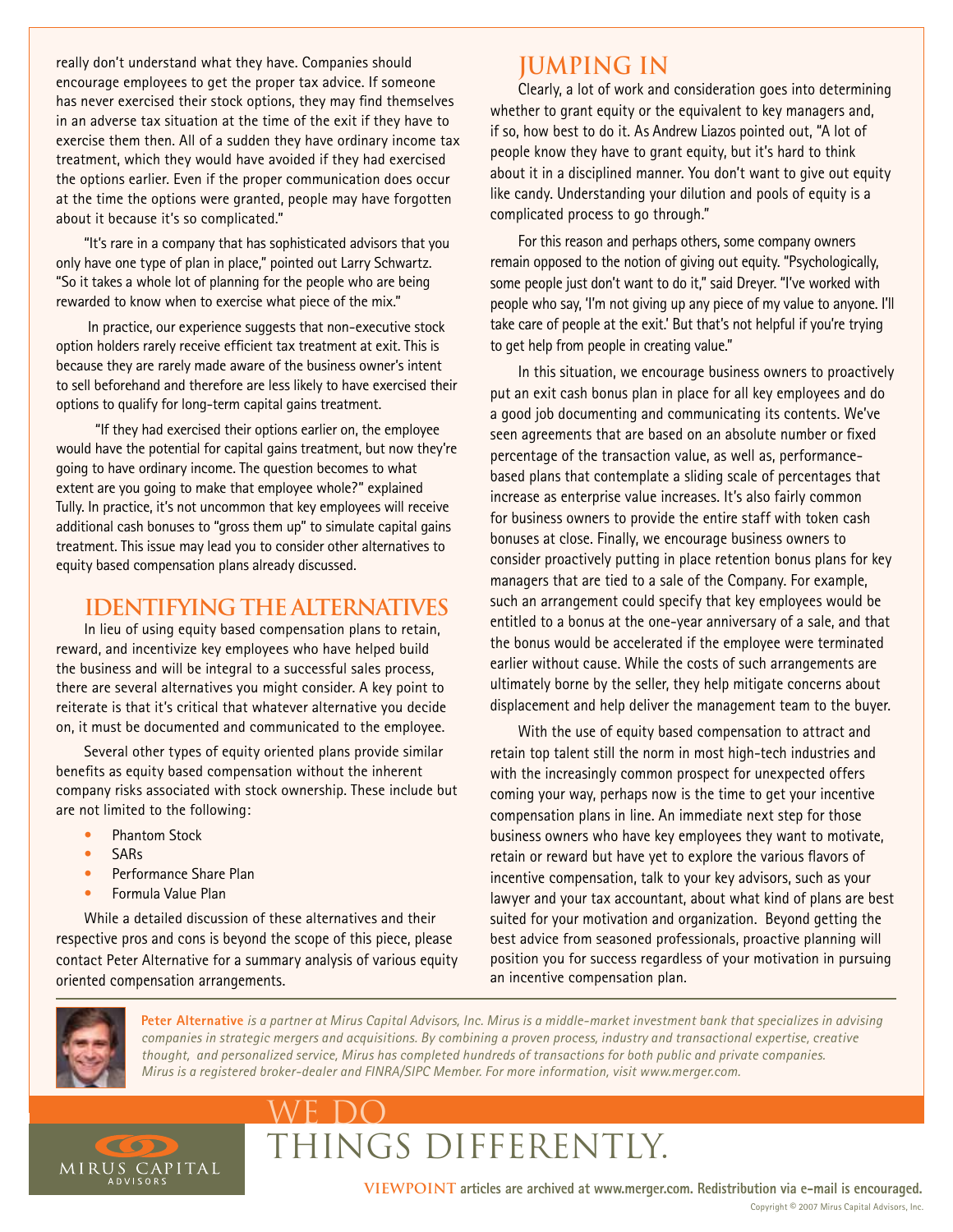really don't understand what they have. Companies should encourage employees to get the proper tax advice. If someone has never exercised their stock options, they may find themselves in an adverse tax situation at the time of the exit if they have to exercise them then. All of a sudden they have ordinary income tax treatment, which they would have avoided if they had exercised the options earlier. Even if the proper communication does occur at the time the options were granted, people may have forgotten about it because it's so complicated."

"It's rare in a company that has sophisticated advisors that you only have one type of plan in place," pointed out Larry Schwartz. "So it takes a whole lot of planning for the people who are being rewarded to know when to exercise what piece of the mix."

In practice, our experience suggests that non-executive stock option holders rarely receive efficient tax treatment at exit. This is because they are rarely made aware of the business owner's intent to sell beforehand and therefore are less likely to have exercised their options to qualify for long-term capital gains treatment.

"If they had exercised their options earlier on, the employee would have the potential for capital gains treatment, but now they're going to have ordinary income. The question becomes to what extent are you going to make that employee whole?" explained Tully. In practice, it's not uncommon that key employees will receive additional cash bonuses to "gross them up" to simulate capital gains treatment. This issue may lead you to consider other alternatives to equity based compensation plans already discussed.

## IDENTIFYING THE ALTERNATIVES

In lieu of using equity based compensation plans to retain, reward, and incentivize key employees who have helped build the business and will be integral to a successful sales process, there are several alternatives you might consider. A key point to reiterate is that it's critical that whatever alternative you decide on, it must be documented and communicated to the employee.

Several other types of equity oriented plans provide similar benefits as equity based compensation without the inherent company risks associated with stock ownership. These include but are not limited to the following:

- Phantom Stock
- SARs
- Performance Share Plan
- Formula Value Plan

While a detailed discussion of these alternatives and their respective pros and cons is beyond the scope of this piece, please contact Peter Alternative for a summary analysis of various equity oriented compensation arrangements.

## JUMPING IN

Clearly, a lot of work and consideration goes into determining whether to grant equity or the equivalent to key managers and, if so, how best to do it. As Andrew Liazos pointed out, "A lot of people know they have to grant equity, but it's hard to think about it in a disciplined manner. You don't want to give out equity like candy. Understanding your dilution and pools of equity is a complicated process to go through."

For this reason and perhaps others, some company owners remain opposed to the notion of giving out equity. "Psychologically, some people just don't want to do it," said Dreyer. "I've worked with people who say, 'I'm not giving up any piece of my value to anyone. I'll take care of people at the exit.' But that's not helpful if you're trying to get help from people in creating value."

In this situation, we encourage business owners to proactively put an exit cash bonus plan in place for all key employees and do a good job documenting and communicating its contents. We've seen agreements that are based on an absolute number or fixed percentage of the transaction value, as well as, performance-based plans that contemplate a sliding scale of percentages that increase as enterprise value increases. It's also fairly common for business owners to provide the entire staff with token cash bonuses at close. Finally, we encourage business owners to consider proactively putting in place retention bonus plans for key managers that are tied to a sale of the Company. For example, such an arrangement could specify that key employees would be entitled to a bonus at the one-year anniversary of a sale, and that the bonus would be accelerated if the employee were terminated earlier without cause. While the costs of such arrangements are ultimately borne by the seller, they help mitigate concerns about displacement and help deliver the management team to the buyer.

With the use of equity based compensation to attract and retain top talent still the norm in most high-tech industries and with the increasingly common prospect for unexpected offers coming your way, perhaps now is the time to get your incentive compensation plans in line. An immediate next step for those business owners who have key employees they want to motivate, retain or reward but have yet to explore the various flavors of incentive compensation, talk to your key advisors, such as your lawyer and your tax accountant, about what kind of plans are best suited for your motivation and organization. Beyond getting the best advice from seasoned professionals, proactive planning will position you for success regardless of your motivation in pursuing an incentive compensation plan.

**Peter Alternative** *is a partner at Mirus Capital Advisors, Inc. Mirus is a middle-market investment bank that specializes in advising companies in strategic mergers and acquisitions. By combining a proven process, industry and transactional expertise, creative thought, and personalized service, Mirus has completed hundreds of transactions for both public and private companies. Mirus is a registered broker-dealer and FINRA/SIPC Member. For more information, visit www.merger.com.*

MIRUS CAPITAL ADVISORS

WE DO THINGS DIFFERENTLY.

**VIEWPOINT articles are archived at www.merger.com. Redistribution via e-mail is encouraged.**

Copyright © 2007 Mirus Capital Advisors, Inc.